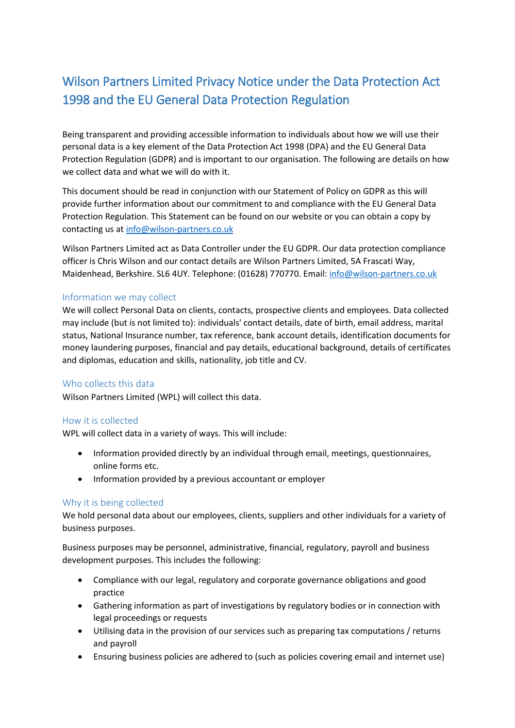# Wilson Partners Limited Privacy Notice under the Data Protection Act 1998 and the EU General Data Protection Regulation

Being transparent and providing accessible information to individuals about how we will use their personal data is a key element of the Data Protection Act 1998 (DPA) and the EU General Data Protection Regulation (GDPR) and is important to our organisation. The following are details on how we collect data and what we will do with it.

This document should be read in conjunction with our Statement of Policy on GDPR as this will provide further information about our commitment to and compliance with the EU General Data Protection Regulation. This Statement can be found on our website or you can obtain a copy by contacting us at info@wilson-partners.co.uk

Wilson Partners Limited act as Data Controller under the EU GDPR. Our data protection compliance officer is Chris Wilson and our contact details are Wilson Partners Limited, 5A Frascati Way, Maidenhead, Berkshire. SL6 4UY. Telephone: (01628) 770770. Email: info@wilson-partners.co.uk

## Information we may collect

We will collect Personal Data on clients, contacts, prospective clients and employees. Data collected may include (but is not limited to): individuals' contact details, date of birth, email address, marital status, National Insurance number, tax reference, bank account details, identification documents for money laundering purposes, financial and pay details, educational background, details of certificates and diplomas, education and skills, nationality, job title and CV.

## Who collects this data

Wilson Partners Limited (WPL) will collect this data.

## How it is collected

WPL will collect data in a variety of ways. This will include:

- Information provided directly by an individual through email, meetings, questionnaires, online forms etc.
- Information provided by a previous accountant or employer

## Why it is being collected

We hold personal data about our employees, clients, suppliers and other individuals for a variety of business purposes.

Business purposes may be personnel, administrative, financial, regulatory, payroll and business development purposes. This includes the following:

- Compliance with our legal, regulatory and corporate governance obligations and good practice
- Gathering information as part of investigations by regulatory bodies or in connection with legal proceedings or requests
- Utilising data in the provision of our services such as preparing tax computations / returns and payroll
- Ensuring business policies are adhered to (such as policies covering email and internet use)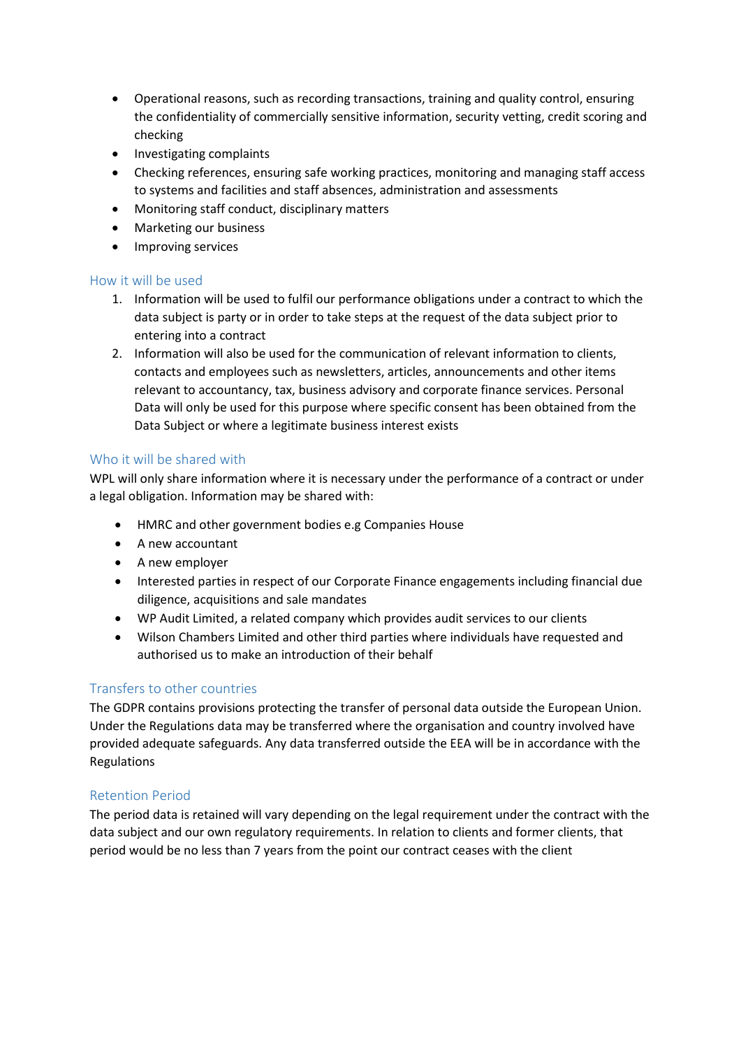- Operational reasons, such as recording transactions, training and quality control, ensuring the confidentiality of commercially sensitive information, security vetting, credit scoring and checking
- Investigating complaints
- Checking references, ensuring safe working practices, monitoring and managing staff access to systems and facilities and staff absences, administration and assessments
- Monitoring staff conduct, disciplinary matters
- Marketing our business
- Improving services

## How it will be used

1. Information will be used to fulfil our performance obligations under a contract to which the data subject is party or in order to take steps at the request of the data subject prior to entering into a contract
2. Information will also be used for the communication of relevant information to clients, contacts and employees such as newsletters, articles, announcements and other items relevant to accountancy, tax, business advisory and corporate finance services. Personal Data will only be used for this purpose where specific consent has been obtained from the Data Subject or where a legitimate business interest exists

## Who it will be shared with

WPL will only share information where it is necessary under the performance of a contract or under a legal obligation. Information may be shared with:

- HMRC and other government bodies e.g Companies House
- A new accountant
- A new employer
- Interested parties in respect of our Corporate Finance engagements including financial due diligence, acquisitions and sale mandates
- WP Audit Limited, a related company which provides audit services to our clients
- Wilson Chambers Limited and other third parties where individuals have requested and authorised us to make an introduction of their behalf

## Transfers to other countries

The GDPR contains provisions protecting the transfer of personal data outside the European Union. Under the Regulations data may be transferred where the organisation and country involved have provided adequate safeguards. Any data transferred outside the EEA will be in accordance with the Regulations

## Retention Period

The period data is retained will vary depending on the legal requirement under the contract with the data subject and our own regulatory requirements. In relation to clients and former clients, that period would be no less than 7 years from the point our contract ceases with the client